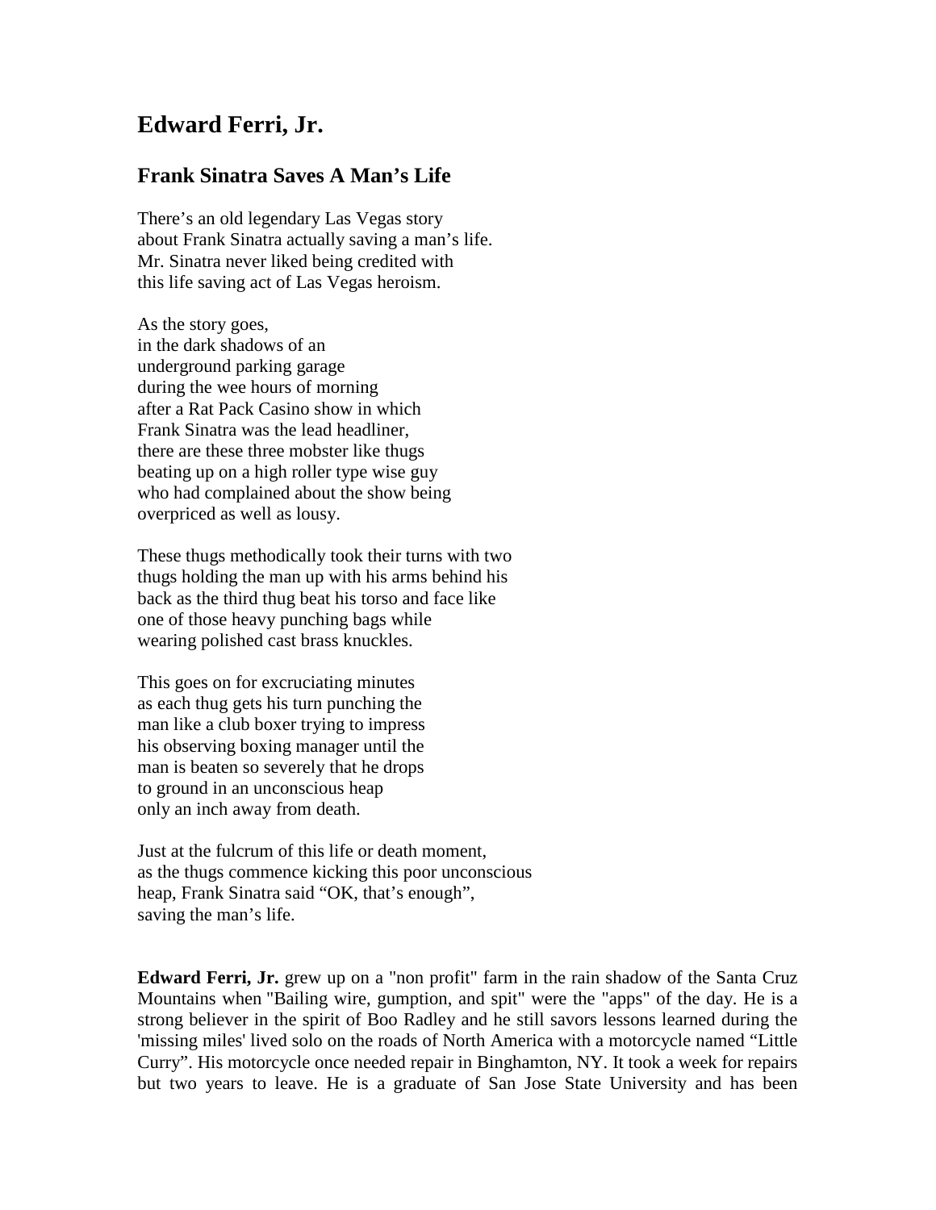# Edward Ferri, Jr.

## Frank Sinatra Saves A Man's Life

There's an old legendary Las Vegas story  
about Frank Sinatra actually saving a man's life.  
Mr. Sinatra never liked being credited with  
this life saving act of Las Vegas heroism.

As the story goes,  
in the dark shadows of an  
underground parking garage  
during the wee hours of morning  
after a Rat Pack Casino show in which  
Frank Sinatra was the lead headliner,  
there are these three mobster like thugs  
beating up on a high roller type wise guy  
who had complained about the show being  
overpriced as well as lousy.

These thugs methodically took their turns with two  
thugs holding the man up with his arms behind his  
back as the third thug beat his torso and face like  
one of those heavy punching bags while  
wearing polished cast brass knuckles.

This goes on for excruciating minutes  
as each thug gets his turn punching the  
man like a club boxer trying to impress  
his observing boxing manager until the  
man is beaten so severely that he drops  
to ground in an unconscious heap  
only an inch away from death.

Just at the fulcrum of this life or death moment,  
as the thugs commence kicking this poor unconscious  
heap, Frank Sinatra said "OK, that's enough",  
saving the man's life.

**Edward Ferri, Jr.** grew up on a "non profit" farm in the rain shadow of the Santa Cruz Mountains when "Bailing wire, gumption, and spit" were the "apps" of the day. He is a strong believer in the spirit of Boo Radley and he still savors lessons learned during the 'missing miles' lived solo on the roads of North America with a motorcycle named "Little Curry". His motorcycle once needed repair in Binghamton, NY. It took a week for repairs but two years to leave. He is a graduate of San Jose State University and has been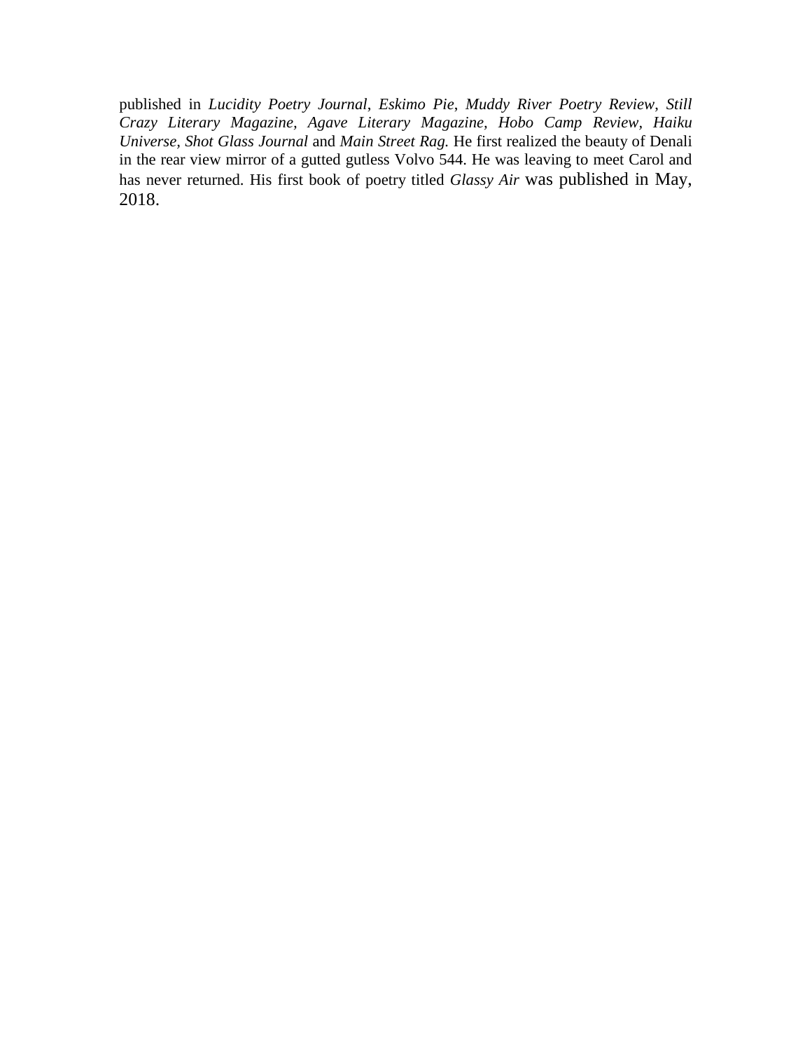published in *Lucidity Poetry Journal*, *Eskimo Pie*, *Muddy River Poetry Review*, *Still Crazy Literary Magazine*, *Agave Literary Magazine*, *Hobo Camp Review*, *Haiku Universe*, *Shot Glass Journal* and *Main Street Rag.* He first realized the beauty of Denali in the rear view mirror of a gutted gutless Volvo 544. He was leaving to meet Carol and has never returned. His first book of poetry titled *Glassy Air* was published in May, 2018.